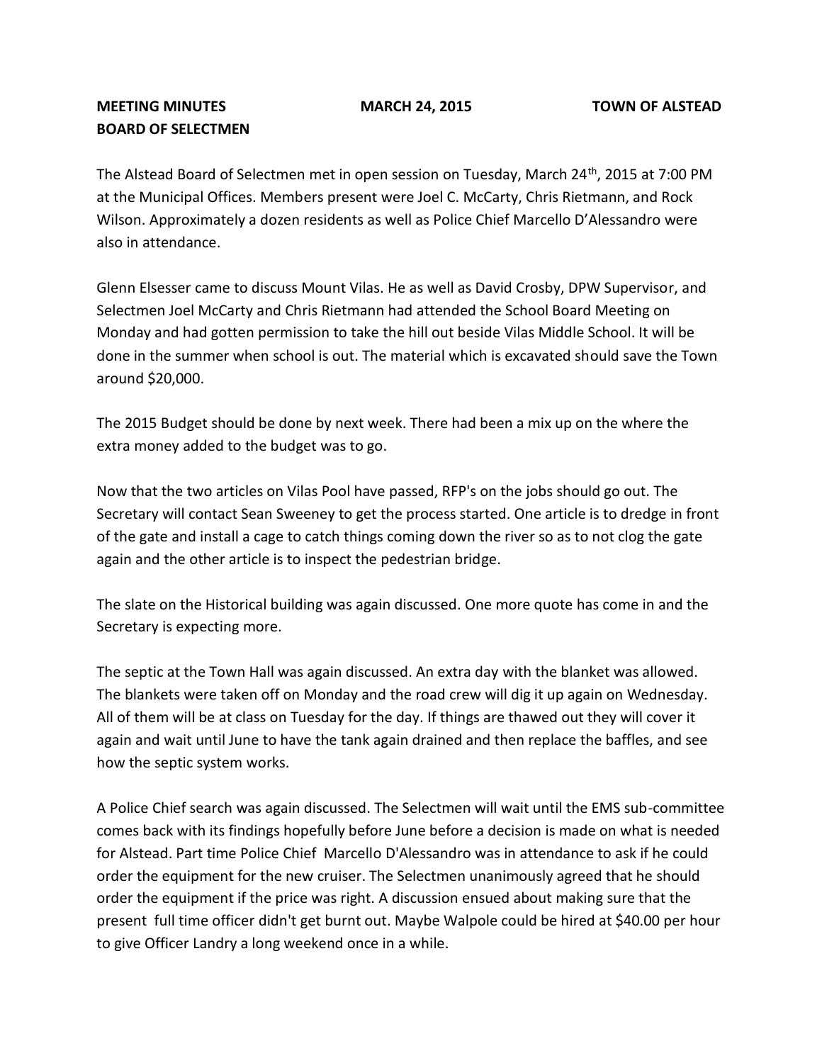**MEETING MINUTES** **MARCH 24, 2015** **TOWN OF ALSTEAD**
**BOARD OF SELECTMEN**

The Alstead Board of Selectmen met in open session on Tuesday, March 24th, 2015 at 7:00 PM at the Municipal Offices. Members present were Joel C. McCarty, Chris Rietmann, and Rock Wilson. Approximately a dozen residents as well as Police Chief Marcello D'Alessandro were also in attendance.

Glenn Elsesser came to discuss Mount Vilas. He as well as David Crosby, DPW Supervisor, and Selectmen Joel McCarty and Chris Rietmann had attended the School Board Meeting on Monday and had gotten permission to take the hill out beside Vilas Middle School. It will be done in the summer when school is out. The material which is excavated should save the Town around $20,000.

The 2015 Budget should be done by next week. There had been a mix up on the where the extra money added to the budget was to go.

Now that the two articles on Vilas Pool have passed, RFP's on the jobs should go out. The Secretary will contact Sean Sweeney to get the process started. One article is to dredge in front of the gate and install a cage to catch things coming down the river so as to not clog the gate again and the other article is to inspect the pedestrian bridge.

The slate on the Historical building was again discussed. One more quote has come in and the Secretary is expecting more.

The septic at the Town Hall was again discussed. An extra day with the blanket was allowed. The blankets were taken off on Monday and the road crew will dig it up again on Wednesday. All of them will be at class on Tuesday for the day. If things are thawed out they will cover it again and wait until June to have the tank again drained and then replace the baffles, and see how the septic system works.

A Police Chief search was again discussed. The Selectmen will wait until the EMS sub-committee comes back with its findings hopefully before June before a decision is made on what is needed for Alstead. Part time Police Chief Marcello D'Alessandro was in attendance to ask if he could order the equipment for the new cruiser. The Selectmen unanimously agreed that he should order the equipment if the price was right. A discussion ensued about making sure that the present full time officer didn't get burnt out. Maybe Walpole could be hired at $40.00 per hour to give Officer Landry a long weekend once in a while.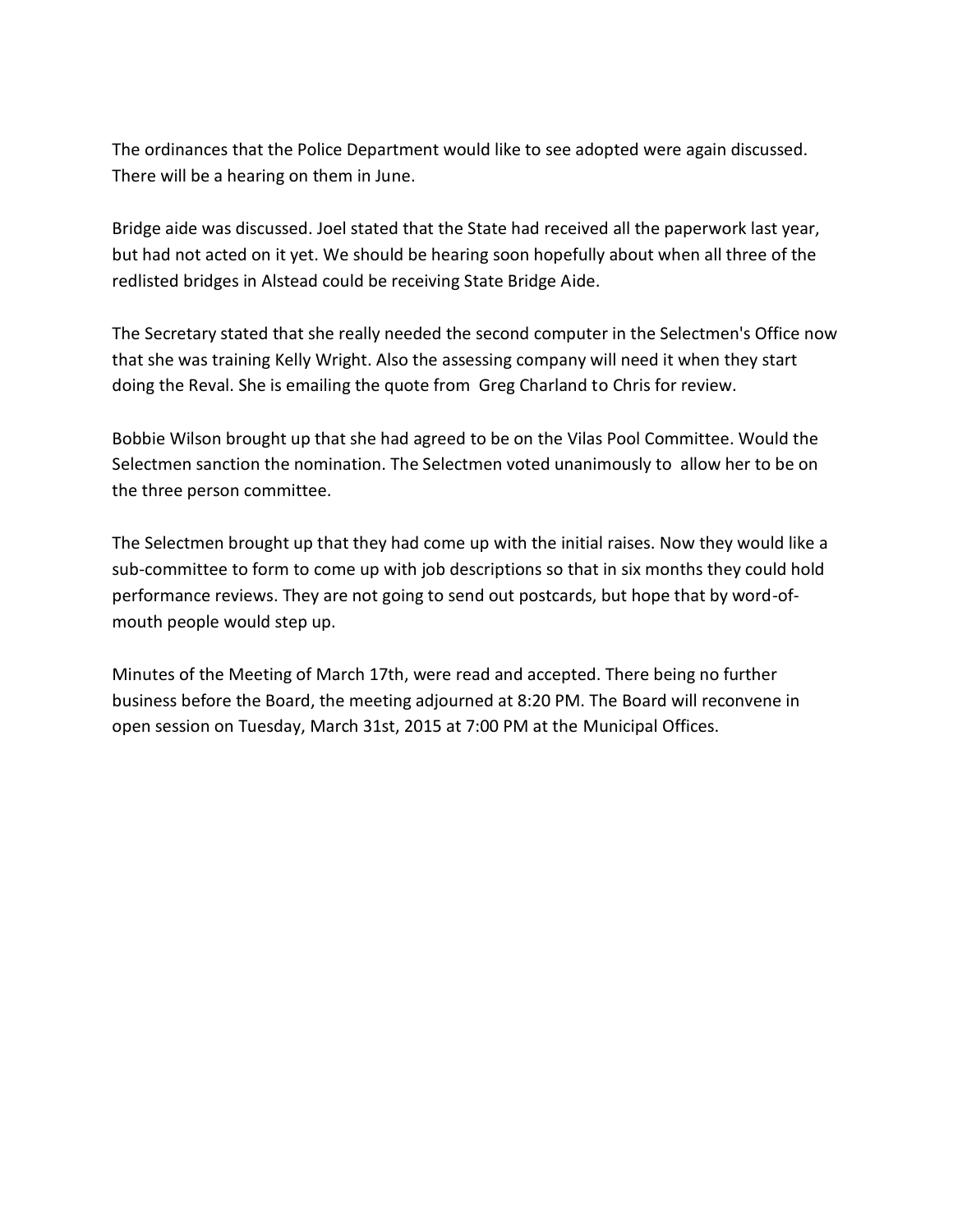The ordinances that the Police Department would like to see adopted were again discussed. There will be a hearing on them in June.

Bridge aide was discussed. Joel stated that the State had received all the paperwork last year, but had not acted on it yet. We should be hearing soon hopefully about when all three of the redlisted bridges in Alstead could be receiving State Bridge Aide.

The Secretary stated that she really needed the second computer in the Selectmen's Office now that she was training Kelly Wright. Also the assessing company will need it when they start doing the Reval. She is emailing the quote from Greg Charland to Chris for review.

Bobbie Wilson brought up that she had agreed to be on the Vilas Pool Committee. Would the Selectmen sanction the nomination. The Selectmen voted unanimously to allow her to be on the three person committee.

The Selectmen brought up that they had come up with the initial raises. Now they would like a sub-committee to form to come up with job descriptions so that in six months they could hold performance reviews. They are not going to send out postcards, but hope that by word-of-mouth people would step up.

Minutes of the Meeting of March 17th, were read and accepted. There being no further business before the Board, the meeting adjourned at 8:20 PM. The Board will reconvene in open session on Tuesday, March 31st, 2015 at 7:00 PM at the Municipal Offices.